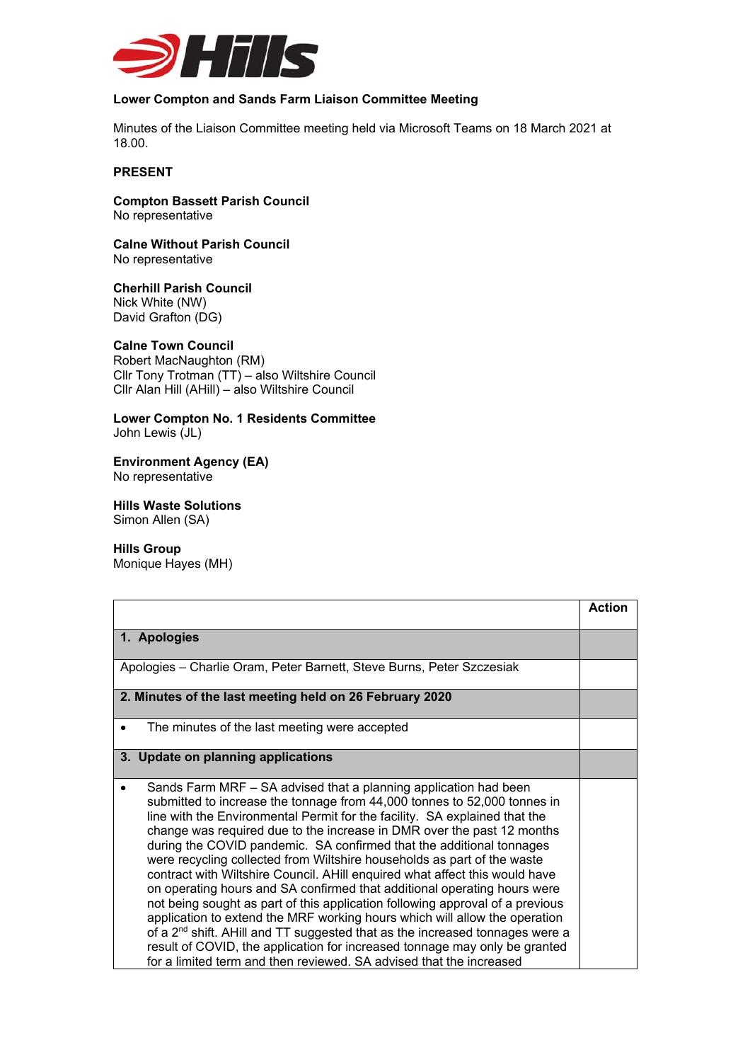**Lower Compton and Sands Farm Liaison Committee Meeting**

Minutes of the Liaison Committee meeting held via Microsoft Teams on 18 March 2021 at 18.00.

**PRESENT**

**Compton Bassett Parish Council**
No representative

**Calne Without Parish Council**
No representative

**Cherhill Parish Council**
Nick White (NW)
David Grafton (DG)

**Calne Town Council**
Robert MacNaughton (RM)
Cllr Tony Trotman (TT) – also Wiltshire Council
Cllr Alan Hill (AHill) – also Wiltshire Council

**Lower Compton No. 1 Residents Committee**
John Lewis (JL)

**Environment Agency (EA)**
No representative

**Hills Waste Solutions**
Simon Allen (SA)

**Hills Group**
Monique Hayes (MH)

| | **Action** |
|---|---|
| **1. Apologies** | |
| Apologies – Charlie Oram, Peter Barnett, Steve Burns, Peter Szczesiak | |
| **2. Minutes of the last meeting held on 26 February 2020** | |
| • The minutes of the last meeting were accepted | |
| **3. Update on planning applications** | |
| • Sands Farm MRF – SA advised that a planning application had been submitted to increase the tonnage from 44,000 tonnes to 52,000 tonnes in line with the Environmental Permit for the facility. SA explained that the change was required due to the increase in DMR over the past 12 months during the COVID pandemic. SA confirmed that the additional tonnages were recycling collected from Wiltshire households as part of the waste contract with Wiltshire Council. AHill enquired what affect this would have on operating hours and SA confirmed that additional operating hours were not being sought as part of this application following approval of a previous application to extend the MRF working hours which will allow the operation of a 2nd shift. AHill and TT suggested that as the increased tonnages were a result of COVID, the application for increased tonnage may only be granted for a limited term and then reviewed. SA advised that the increased | |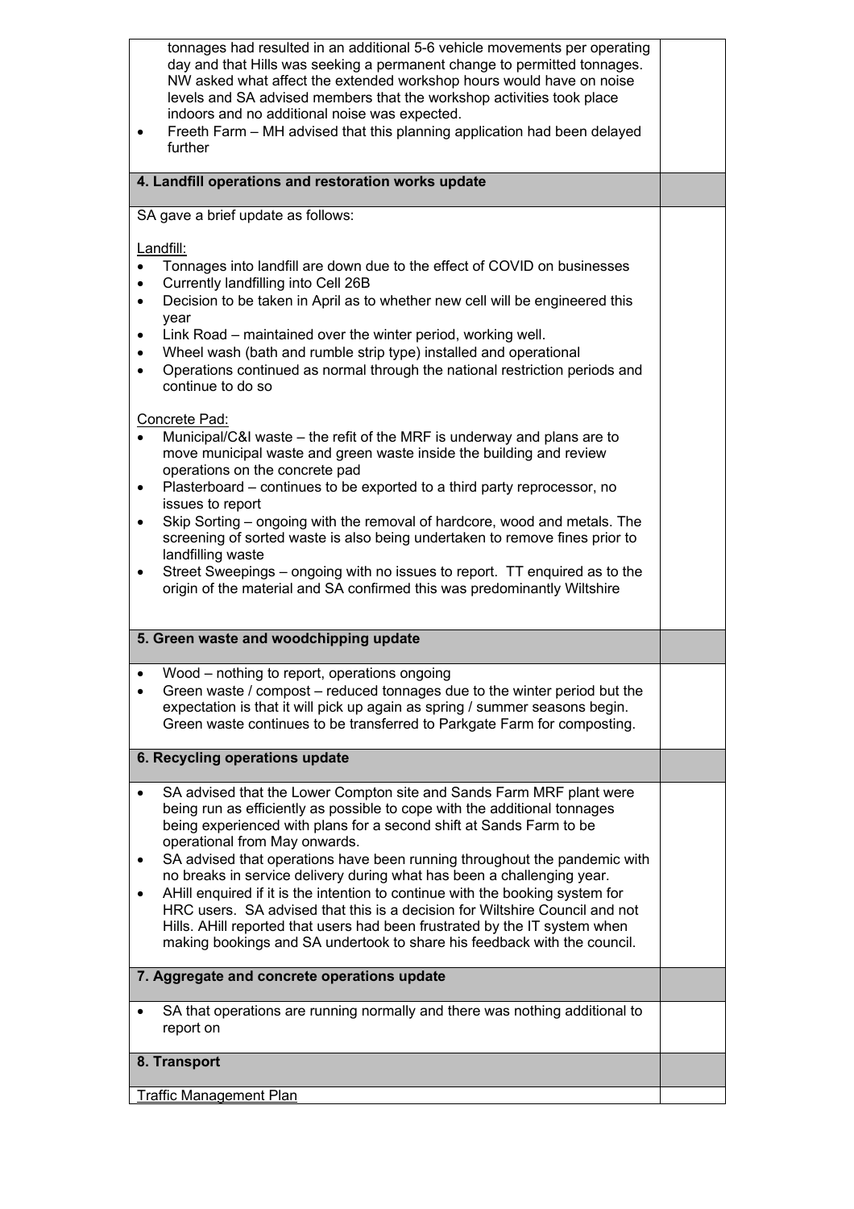tonnages had resulted in an additional 5-6 vehicle movements per operating day and that Hills was seeking a permanent change to permitted tonnages. NW asked what affect the extended workshop hours would have on noise levels and SA advised members that the workshop activities took place indoors and no additional noise was expected.

- Freeth Farm – MH advised that this planning application had been delayed further

### 4. Landfill operations and restoration works update

SA gave a brief update as follows:

Landfill:

- Tonnages into landfill are down due to the effect of COVID on businesses
- Currently landfilling into Cell 26B
- Decision to be taken in April as to whether new cell will be engineered this year
- Link Road – maintained over the winter period, working well.
- Wheel wash (bath and rumble strip type) installed and operational
- Operations continued as normal through the national restriction periods and continue to do so

Concrete Pad:

- Municipal/C&I waste – the refit of the MRF is underway and plans are to move municipal waste and green waste inside the building and review operations on the concrete pad
- Plasterboard – continues to be exported to a third party reprocessor, no issues to report
- Skip Sorting – ongoing with the removal of hardcore, wood and metals. The screening of sorted waste is also being undertaken to remove fines prior to landfilling waste
- Street Sweepings – ongoing with no issues to report. TT enquired as to the origin of the material and SA confirmed this was predominantly Wiltshire

### 5. Green waste and woodchipping update

- Wood – nothing to report, operations ongoing
- Green waste / compost – reduced tonnages due to the winter period but the expectation is that it will pick up again as spring / summer seasons begin. Green waste continues to be transferred to Parkgate Farm for composting.

### 6. Recycling operations update

- SA advised that the Lower Compton site and Sands Farm MRF plant were being run as efficiently as possible to cope with the additional tonnages being experienced with plans for a second shift at Sands Farm to be operational from May onwards.
- SA advised that operations have been running throughout the pandemic with no breaks in service delivery during what has been a challenging year.
- AHill enquired if it is the intention to continue with the booking system for HRC users. SA advised that this is a decision for Wiltshire Council and not Hills. AHill reported that users had been frustrated by the IT system when making bookings and SA undertook to share his feedback with the council.

### 7. Aggregate and concrete operations update

- SA that operations are running normally and there was nothing additional to report on

### 8. Transport

Traffic Management Plan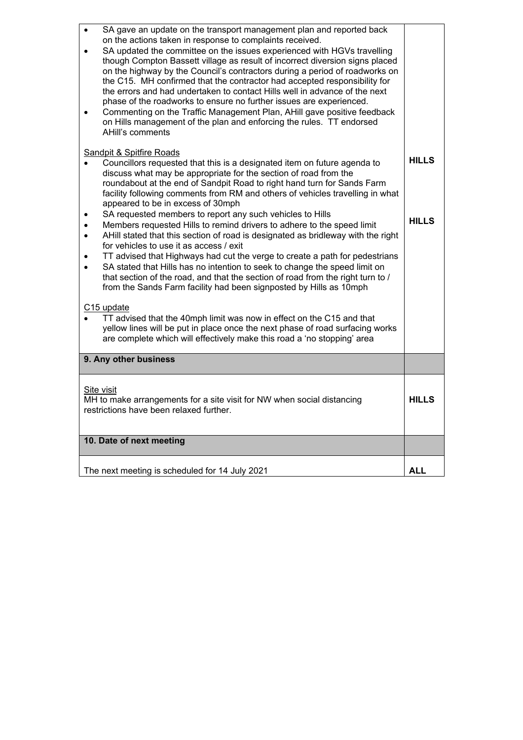| | |
|---|---|
| • SA gave an update on the transport management plan and reported back on the actions taken in response to complaints received.<br>• SA updated the committee on the issues experienced with HGVs travelling though Compton Bassett village as result of incorrect diversion signs placed on the highway by the Council's contractors during a period of roadworks on the C15. MH confirmed that the contractor had accepted responsibility for the errors and had undertaken to contact Hills well in advance of the next phase of the roadworks to ensure no further issues are experienced.<br>• Commenting on the Traffic Management Plan, AHill gave positive feedback on Hills management of the plan and enforcing the rules. TT endorsed AHill's comments | |
| Sandpit & Spitfire Roads<br>• Councillors requested that this is a designated item on future agenda to discuss what may be appropriate for the section of road from the roundabout at the end of Sandpit Road to right hand turn for Sands Farm facility following comments from RM and others of vehicles travelling in what appeared to be in excess of 30mph | **HILLS** |
| • SA requested members to report any such vehicles to Hills<br>• Members requested Hills to remind drivers to adhere to the speed limit<br>• AHill stated that this section of road is designated as bridleway with the right for vehicles to use it as access / exit<br>• TT advised that Highways had cut the verge to create a path for pedestrians<br>• SA stated that Hills has no intention to seek to change the speed limit on that section of the road, and that the section of road from the right turn to / from the Sands Farm facility had been signposted by Hills as 10mph | **HILLS** |
| C15 update<br>• TT advised that the 40mph limit was now in effect on the C15 and that yellow lines will be put in place once the next phase of road surfacing works are complete which will effectively make this road a 'no stopping' area | |
| **9. Any other business** | |
| Site visit<br>MH to make arrangements for a site visit for NW when social distancing restrictions have been relaxed further. | **HILLS** |
| **10. Date of next meeting** | |
| The next meeting is scheduled for 14 July 2021 | **ALL** |